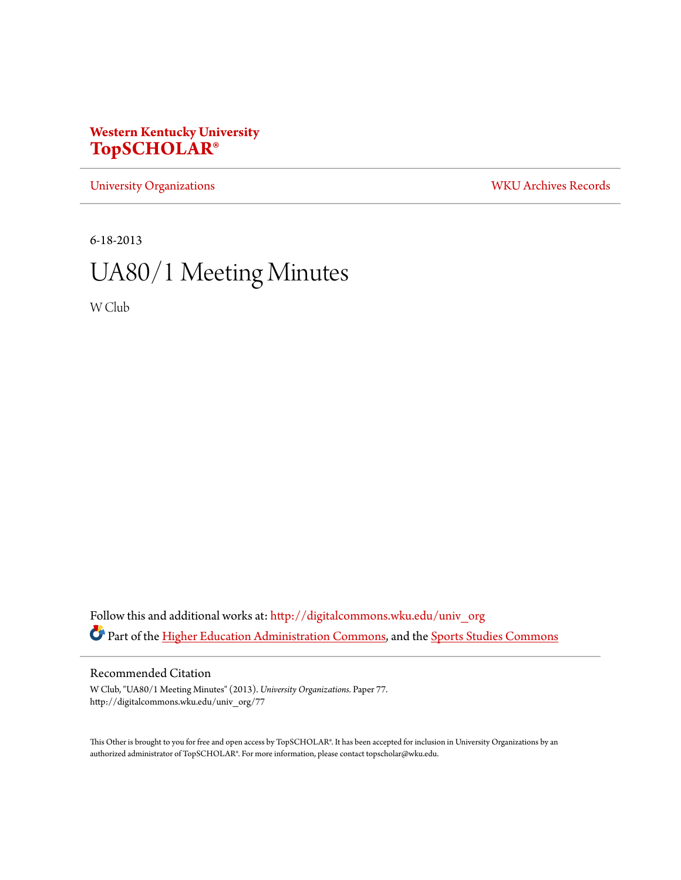**Western Kentucky University**
**TopSCHOLAR®**

University Organizations | WKU Archives Records

6-18-2013

# UA80/1 Meeting Minutes

W Club

Follow this and additional works at: http://digitalcommons.wku.edu/univ_org

Part of the Higher Education Administration Commons, and the Sports Studies Commons

## Recommended Citation

W Club, "UA80/1 Meeting Minutes" (2013). *University Organizations.* Paper 77.
http://digitalcommons.wku.edu/univ_org/77

This Other is brought to you for free and open access by TopSCHOLAR®. It has been accepted for inclusion in University Organizations by an authorized administrator of TopSCHOLAR®. For more information, please contact topscholar@wku.edu.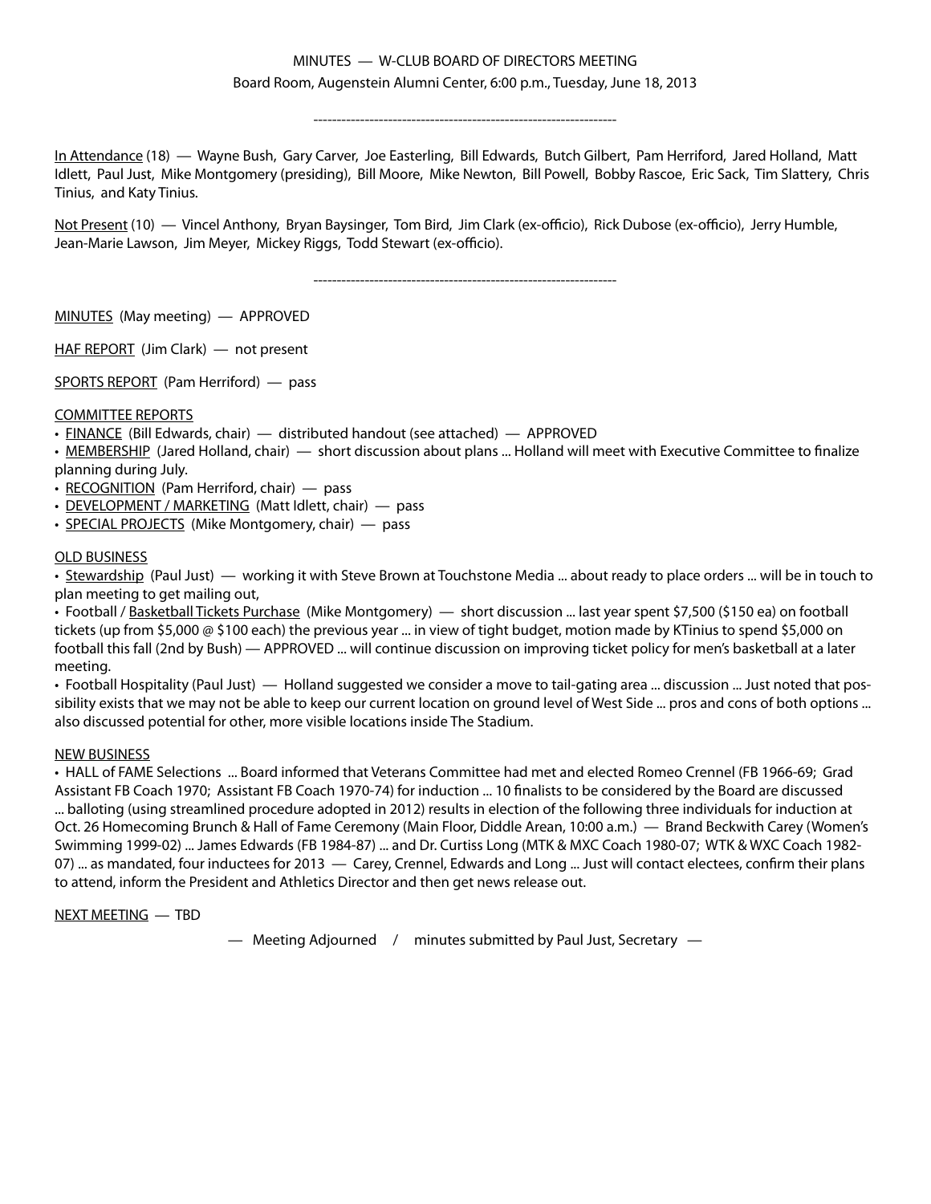MINUTES — W-CLUB BOARD OF DIRECTORS MEETING

Board Room, Augenstein Alumni Center, 6:00 p.m., Tuesday, June 18, 2013

---

In Attendance (18) — Wayne Bush, Gary Carver, Joe Easterling, Bill Edwards, Butch Gilbert, Pam Herriford, Jared Holland, Matt Idlett, Paul Just, Mike Montgomery (presiding), Bill Moore, Mike Newton, Bill Powell, Bobby Rascoe, Eric Sack, Tim Slattery, Chris Tinius, and Katy Tinius.

Not Present (10) — Vincel Anthony, Bryan Baysinger, Tom Bird, Jim Clark (ex-officio), Rick Dubose (ex-officio), Jerry Humble, Jean-Marie Lawson, Jim Meyer, Mickey Riggs, Todd Stewart (ex-officio).

---

MINUTES (May meeting) — APPROVED

HAF REPORT (Jim Clark) — not present

SPORTS REPORT (Pam Herriford) — pass

COMMITTEE REPORTS

- FINANCE (Bill Edwards, chair) — distributed handout (see attached) — APPROVED
- MEMBERSHIP (Jared Holland, chair) — short discussion about plans ... Holland will meet with Executive Committee to finalize planning during July.
- RECOGNITION (Pam Herriford, chair) — pass
- DEVELOPMENT / MARKETING (Matt Idlett, chair) — pass
- SPECIAL PROJECTS (Mike Montgomery, chair) — pass

OLD BUSINESS

- Stewardship (Paul Just) — working it with Steve Brown at Touchstone Media ... about ready to place orders ... will be in touch to plan meeting to get mailing out,
- Football / Basketball Tickets Purchase (Mike Montgomery) — short discussion ... last year spent $7,500 ($150 ea) on football tickets (up from $5,000 @ $100 each) the previous year ... in view of tight budget, motion made by KTinius to spend $5,000 on football this fall (2nd by Bush) — APPROVED ... will continue discussion on improving ticket policy for men's basketball at a later meeting.
- Football Hospitality (Paul Just) — Holland suggested we consider a move to tail-gating area ... discussion ... Just noted that possibility exists that we may not be able to keep our current location on ground level of West Side ... pros and cons of both options ... also discussed potential for other, more visible locations inside The Stadium.

NEW BUSINESS

- HALL of FAME Selections ... Board informed that Veterans Committee had met and elected Romeo Crennel (FB 1966-69; Grad Assistant FB Coach 1970; Assistant FB Coach 1970-74) for induction ... 10 finalists to be considered by the Board are discussed ... balloting (using streamlined procedure adopted in 2012) results in election of the following three individuals for induction at Oct. 26 Homecoming Brunch & Hall of Fame Ceremony (Main Floor, Diddle Arean, 10:00 a.m.) — Brand Beckwith Carey (Women's Swimming 1999-02) ... James Edwards (FB 1984-87) ... and Dr. Curtiss Long (MTK & MXC Coach 1980-07; WTK & WXC Coach 1982-07) ... as mandated, four inductees for 2013 — Carey, Crennel, Edwards and Long ... Just will contact electees, confirm their plans to attend, inform the President and Athletics Director and then get news release out.

NEXT MEETING — TBD

— Meeting Adjourned / minutes submitted by Paul Just, Secretary —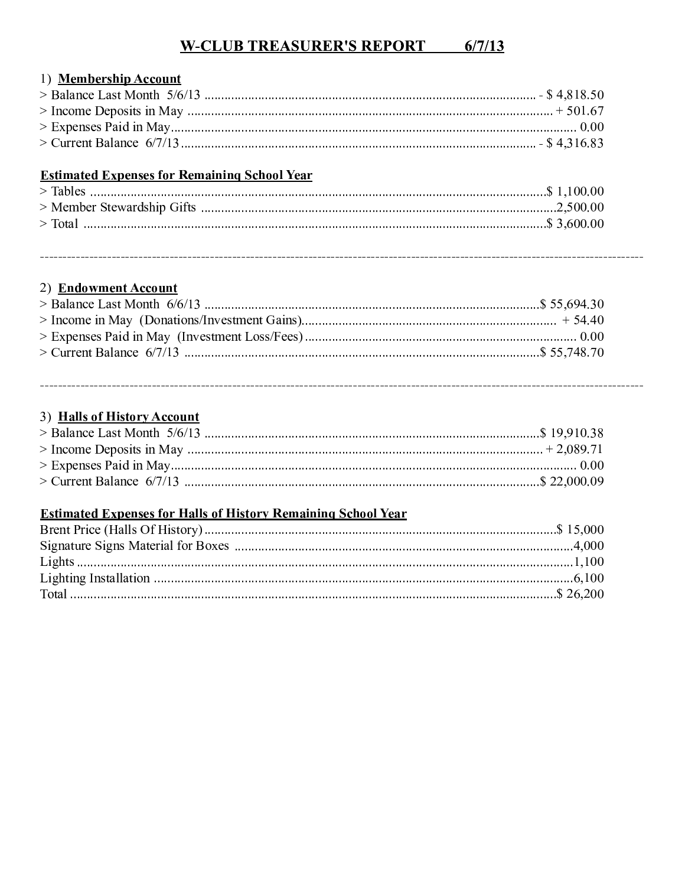# W-CLUB TREASURER'S REPORT 6/7/13

## 1) Membership Account

> Balance Last Month 5/6/13 .......... - $ 4,818.50
> Income Deposits in May .......... + 501.67
> Expenses Paid in May .......... 0.00
> Current Balance 6/7/13 .......... - $ 4,316.83

### Estimated Expenses for Remaining School Year

> Tables .......... $ 1,100.00
> Member Stewardship Gifts .......... 2,500.00
> Total .......... $ 3,600.00

---

## 2) Endowment Account

> Balance Last Month 6/6/13 .......... $ 55,694.30
> Income in May (Donations/Investment Gains) .......... + 54.40
> Expenses Paid in May (Investment Loss/Fees) .......... 0.00
> Current Balance 6/7/13 .......... $ 55,748.70

---

## 3) Halls of History Account

> Balance Last Month 5/6/13 .......... $ 19,910.38
> Income Deposits in May .......... + 2,089.71
> Expenses Paid in May .......... 0.00
> Current Balance 6/7/13 .......... $ 22,000.09

### Estimated Expenses for Halls of History Remaining School Year

Brent Price (Halls Of History) .......... $ 15,000
Signature Signs Material for Boxes .......... 4,000
Lights .......... 1,100
Lighting Installation .......... 6,100
Total .......... $ 26,200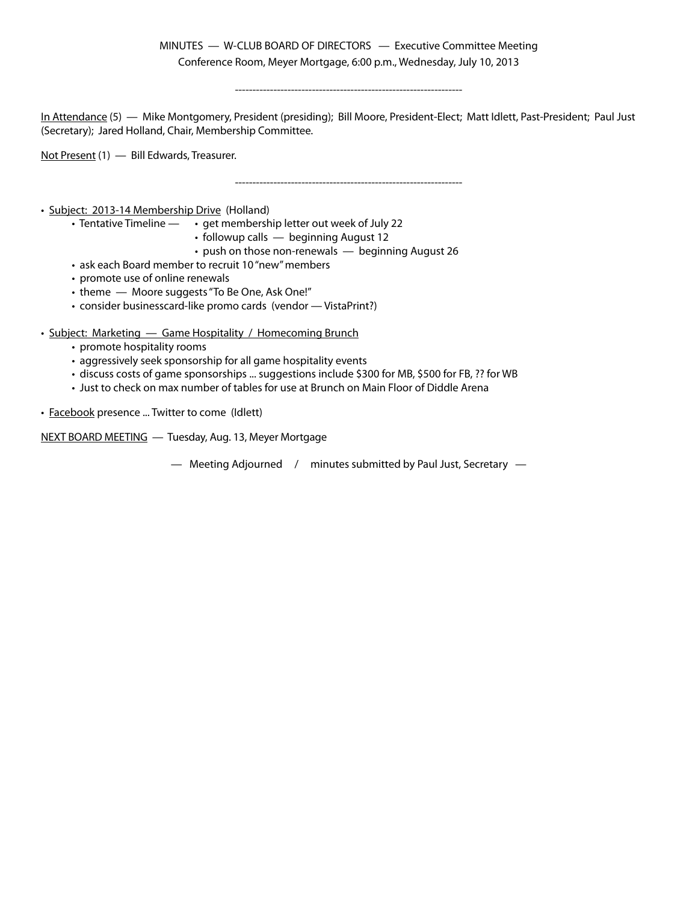MINUTES — W-CLUB BOARD OF DIRECTORS — Executive Committee Meeting

Conference Room, Meyer Mortgage, 6:00 p.m., Wednesday, July 10, 2013

-----------------------------------------------------------------

In Attendance (5) — Mike Montgomery, President (presiding); Bill Moore, President-Elect; Matt Idlett, Past-President; Paul Just (Secretary); Jared Holland, Chair, Membership Committee.

Not Present (1) — Bill Edwards, Treasurer.

-----------------------------------------------------------------

- Subject: 2013-14 Membership Drive (Holland)
    - Tentative Timeline —
        - get membership letter out week of July 22
        - followup calls — beginning August 12
        - push on those non-renewals — beginning August 26
    - ask each Board member to recruit 10 "new" members
    - promote use of online renewals
    - theme — Moore suggests "To Be One, Ask One!"
    - consider businesscard-like promo cards (vendor — VistaPrint?)

- Subject: Marketing — Game Hospitality / Homecoming Brunch
    - promote hospitality rooms
    - aggressively seek sponsorship for all game hospitality events
    - discuss costs of game sponsorships ... suggestions include $300 for MB, $500 for FB, ?? for WB
    - Just to check on max number of tables for use at Brunch on Main Floor of Diddle Arena

- Facebook presence ... Twitter to come (Idlett)

NEXT BOARD MEETING — Tuesday, Aug. 13, Meyer Mortgage

— Meeting Adjourned / minutes submitted by Paul Just, Secretary —